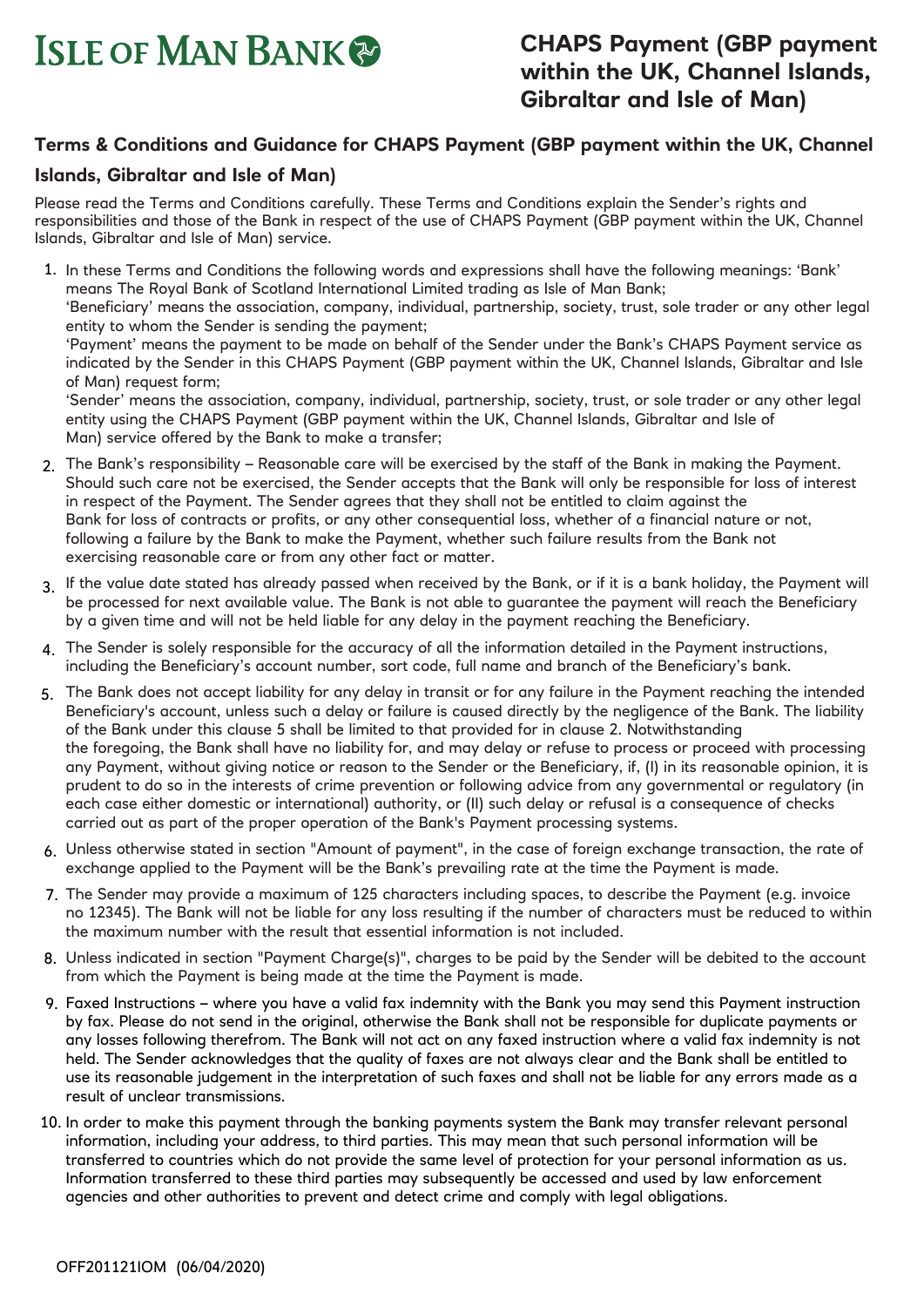# ISLE OF MAN BANK

# CHAPS Payment (GBP payment within the UK, Channel Islands, Gibraltar and Isle of Man)

## Terms & Conditions and Guidance for CHAPS Payment (GBP payment within the UK, Channel Islands, Gibraltar and Isle of Man)

Please read the Terms and Conditions carefully. These Terms and Conditions explain the Sender's rights and responsibilities and those of the Bank in respect of the use of CHAPS Payment (GBP payment within the UK, Channel Islands, Gibraltar and Isle of Man) service.

1. In these Terms and Conditions the following words and expressions shall have the following meanings: 'Bank' means The Royal Bank of Scotland International Limited trading as Isle of Man Bank;
   'Beneficiary' means the association, company, individual, partnership, society, trust, sole trader or any other legal entity to whom the Sender is sending the payment;
   'Payment' means the payment to be made on behalf of the Sender under the Bank's CHAPS Payment service as indicated by the Sender in this CHAPS Payment (GBP payment within the UK, Channel Islands, Gibraltar and Isle of Man) request form;
   'Sender' means the association, company, individual, partnership, society, trust, or sole trader or any other legal entity using the CHAPS Payment (GBP payment within the UK, Channel Islands, Gibraltar and Isle of Man) service offered by the Bank to make a transfer;
2. The Bank's responsibility – Reasonable care will be exercised by the staff of the Bank in making the Payment. Should such care not be exercised, the Sender accepts that the Bank will only be responsible for loss of interest in respect of the Payment. The Sender agrees that they shall not be entitled to claim against the Bank for loss of contracts or profits, or any other consequential loss, whether of a financial nature or not, following a failure by the Bank to make the Payment, whether such failure results from the Bank not exercising reasonable care or from any other fact or matter.
3. If the value date stated has already passed when received by the Bank, or if it is a bank holiday, the Payment will be processed for next available value. The Bank is not able to guarantee the payment will reach the Beneficiary by a given time and will not be held liable for any delay in the payment reaching the Beneficiary.
4. The Sender is solely responsible for the accuracy of all the information detailed in the Payment instructions, including the Beneficiary's account number, sort code, full name and branch of the Beneficiary's bank.
5. The Bank does not accept liability for any delay in transit or for any failure in the Payment reaching the intended Beneficiary's account, unless such a delay or failure is caused directly by the negligence of the Bank. The liability of the Bank under this clause 5 shall be limited to that provided for in clause 2. Notwithstanding the foregoing, the Bank shall have no liability for, and may delay or refuse to process or proceed with processing any Payment, without giving notice or reason to the Sender or the Beneficiary, if, (I) in its reasonable opinion, it is prudent to do so in the interests of crime prevention or following advice from any governmental or regulatory (in each case either domestic or international) authority, or (II) such delay or refusal is a consequence of checks carried out as part of the proper operation of the Bank's Payment processing systems.
6. Unless otherwise stated in section "Amount of payment", in the case of foreign exchange transaction, the rate of exchange applied to the Payment will be the Bank's prevailing rate at the time the Payment is made.
7. The Sender may provide a maximum of 125 characters including spaces, to describe the Payment (e.g. invoice no 12345). The Bank will not be liable for any loss resulting if the number of characters must be reduced to within the maximum number with the result that essential information is not included.
8. Unless indicated in section "Payment Charge(s)", charges to be paid by the Sender will be debited to the account from which the Payment is being made at the time the Payment is made.
9. Faxed Instructions – where you have a valid fax indemnity with the Bank you may send this Payment instruction by fax. Please do not send in the original, otherwise the Bank shall not be responsible for duplicate payments or any losses following therefrom. The Bank will not act on any faxed instruction where a valid fax indemnity is not held. The Sender acknowledges that the quality of faxes are not always clear and the Bank shall be entitled to use its reasonable judgement in the interpretation of such faxes and shall not be liable for any errors made as a result of unclear transmissions.
10. In order to make this payment through the banking payments system the Bank may transfer relevant personal information, including your address, to third parties. This may mean that such personal information will be transferred to countries which do not provide the same level of protection for your personal information as us. Information transferred to these third parties may subsequently be accessed and used by law enforcement agencies and other authorities to prevent and detect crime and comply with legal obligations.

OFF201121IOM (06/04/2020)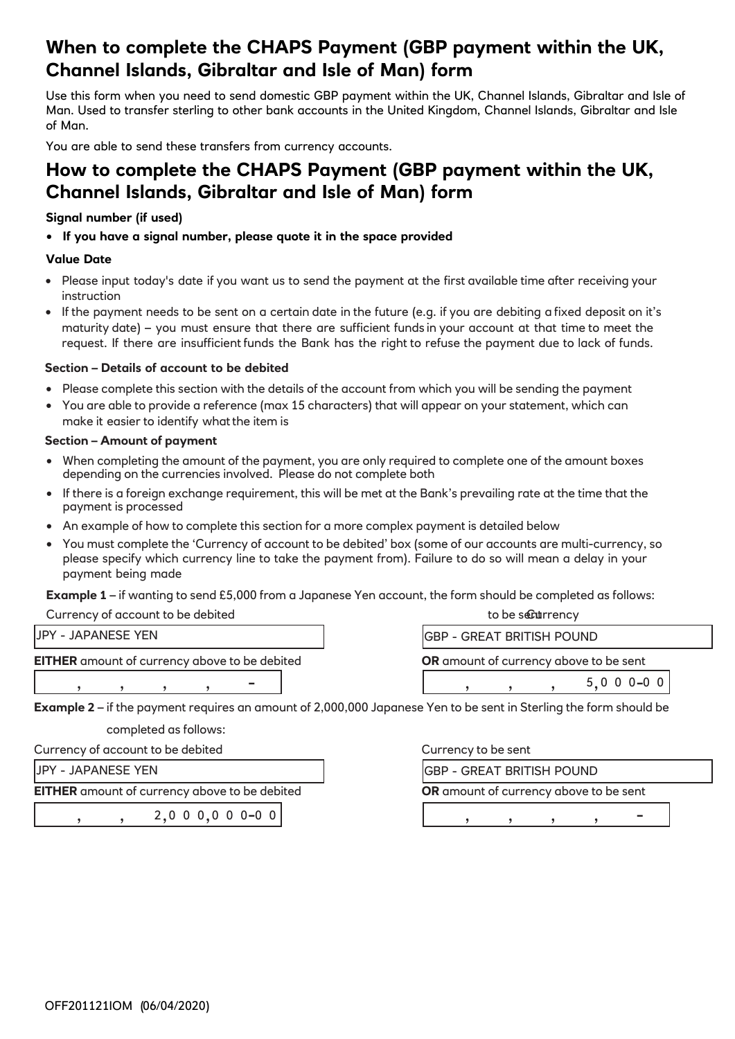## When to complete the CHAPS Payment (GBP payment within the UK, Channel Islands, Gibraltar and Isle of Man) form

Use this form when you need to send domestic GBP payment within the UK, Channel Islands, Gibraltar and Isle of Man. Used to transfer sterling to other bank accounts in the United Kingdom, Channel Islands, Gibraltar and Isle of Man.

You are able to send these transfers from currency accounts.

## How to complete the CHAPS Payment (GBP payment within the UK, Channel Islands, Gibraltar and Isle of Man) form

**Signal number (if used)**

- **If you have a signal number, please quote it in the space provided**

**Value Date**

- Please input today's date if you want us to send the payment at the first available time after receiving your instruction
- If the payment needs to be sent on a certain date in the future (e.g. if you are debiting a fixed deposit on it's maturity date) – you must ensure that there are sufficient funds in your account at that time to meet the request. If there are insufficient funds the Bank has the right to refuse the payment due to lack of funds.

**Section – Details of account to be debited**

- Please complete this section with the details of the account from which you will be sending the payment
- You are able to provide a reference (max 15 characters) that will appear on your statement, which can make it easier to identify what the item is

**Section – Amount of payment**

- When completing the amount of the payment, you are only required to complete one of the amount boxes depending on the currencies involved. Please do not complete both
- If there is a foreign exchange requirement, this will be met at the Bank's prevailing rate at the time that the payment is processed
- An example of how to complete this section for a more complex payment is detailed below
- You must complete the 'Currency of account to be debited' box (some of our accounts are multi-currency, so please specify which currency line to take the payment from). Failure to do so will mean a delay in your payment being made

**Example 1** – if wanting to send £5,000 from a Japanese Yen account, the form should be completed as follows:

| Currency of account to be debited | Currency to be sent |
|---|---|
| JPY - JAPANESE YEN | GBP - GREAT BRITISH POUND |
| **EITHER** amount of currency above to be debited | **OR** amount of currency above to be sent |
| , , , , - | , , , 5,000-00 |

**Example 2** – if the payment requires an amount of 2,000,000 Japanese Yen to be sent in Sterling the form should be completed as follows:

| Currency of account to be debited | Currency to be sent |
|---|---|
| JPY - JAPANESE YEN | GBP - GREAT BRITISH POUND |
| **EITHER** amount of currency above to be debited | **OR** amount of currency above to be sent |
| , , 2,000,000-00 | , , , , - |

OFF201121IOM (06/04/2020)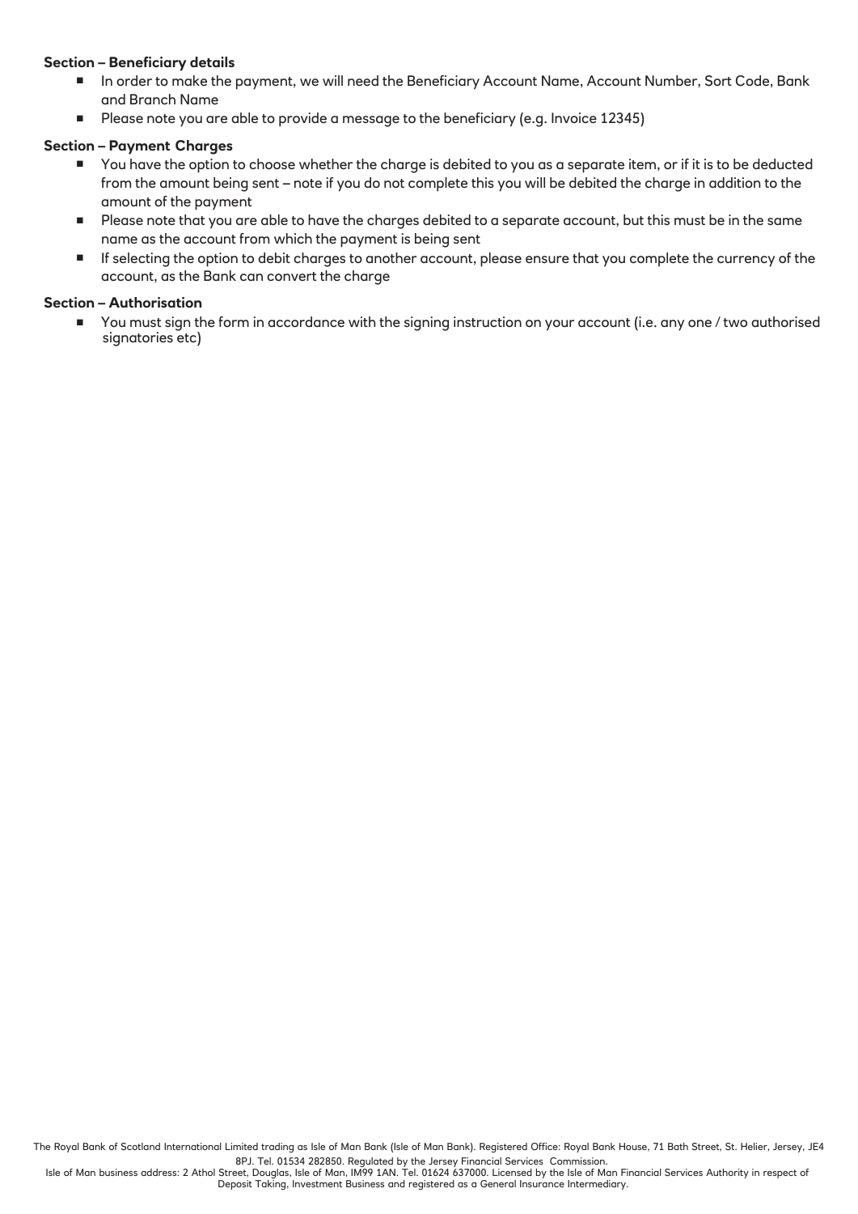**Section – Beneficiary details**

- In order to make the payment, we will need the Beneficiary Account Name, Account Number, Sort Code, Bank and Branch Name
- Please note you are able to provide a message to the beneficiary (e.g. Invoice 12345)

**Section – Payment Charges**

- You have the option to choose whether the charge is debited to you as a separate item, or if it is to be deducted from the amount being sent – note if you do not complete this you will be debited the charge in addition to the amount of the payment
- Please note that you are able to have the charges debited to a separate account, but this must be in the same name as the account from which the payment is being sent
- If selecting the option to debit charges to another account, please ensure that you complete the currency of the account, as the Bank can convert the charge

**Section – Authorisation**

- You must sign the form in accordance with the signing instruction on your account (i.e. any one / two authorised signatories etc)

The Royal Bank of Scotland International Limited trading as Isle of Man Bank (Isle of Man Bank). Registered Office: Royal Bank House, 71 Bath Street, St. Helier, Jersey, JE4 8PJ. Tel. 01534 282850. Regulated by the Jersey Financial Services Commission.
Isle of Man business address: 2 Athol Street, Douglas, Isle of Man, IM99 1AN. Tel. 01624 637000. Licensed by the Isle of Man Financial Services Authority in respect of Deposit Taking, Investment Business and registered as a General Insurance Intermediary.